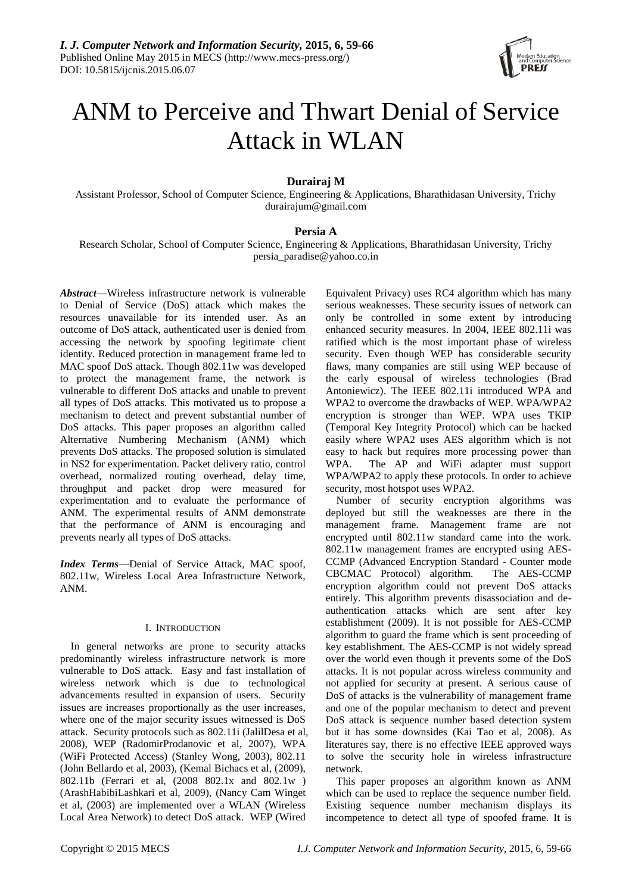# ANM to Perceive and Thwart Denial of Service Attack in WLAN

**Durairaj M**

Assistant Professor, School of Computer Science, Engineering & Applications, Bharathidasan University, Trichy
durairajum@gmail.com

**Persia A**

Research Scholar, School of Computer Science, Engineering & Applications, Bharathidasan University, Trichy
persia_paradise@yahoo.co.in

***Abstract***—Wireless infrastructure network is vulnerable to Denial of Service (DoS) attack which makes the resources unavailable for its intended user. As an outcome of DoS attack, authenticated user is denied from accessing the network by spoofing legitimate client identity. Reduced protection in management frame led to MAC spoof DoS attack. Though 802.11w was developed to protect the management frame, the network is vulnerable to different DoS attacks and unable to prevent all types of DoS attacks. This motivated us to propose a mechanism to detect and prevent substantial number of DoS attacks. This paper proposes an algorithm called Alternative Numbering Mechanism (ANM) which prevents DoS attacks. The proposed solution is simulated in NS2 for experimentation. Packet delivery ratio, control overhead, normalized routing overhead, delay time, throughput and packet drop were measured for experimentation and to evaluate the performance of ANM. The experimental results of ANM demonstrate that the performance of ANM is encouraging and prevents nearly all types of DoS attacks.

***Index Terms***—Denial of Service Attack, MAC spoof, 802.11w, Wireless Local Area Infrastructure Network, ANM.

## I. Introduction

In general networks are prone to security attacks predominantly wireless infrastructure network is more vulnerable to DoS attack. Easy and fast installation of wireless network which is due to technological advancements resulted in expansion of users. Security issues are increases proportionally as the user increases, where one of the major security issues witnessed is DoS attack. Security protocols such as 802.11i (JalilDesa et al, 2008), WEP (RadomirProdanovic et al, 2007), WPA (WiFi Protected Access) (Stanley Wong, 2003), 802.11 (John Bellardo et al, 2003), (Kemal Bichacs et al, (2009), 802.11b (Ferrari et al, (2008 802.1x and 802.1w ) (ArashHabibiLashkari et al, 2009), (Nancy Cam Winget et al, (2003) are implemented over a WLAN (Wireless Local Area Network) to detect DoS attack. WEP (Wired Equivalent Privacy) uses RC4 algorithm which has many serious weaknesses. These security issues of network can only be controlled in some extent by introducing enhanced security measures. In 2004, IEEE 802.11i was ratified which is the most important phase of wireless security. Even though WEP has considerable security flaws, many companies are still using WEP because of the early espousal of wireless technologies (Brad Antoniewicz). The IEEE 802.11i introduced WPA and WPA2 to overcome the drawbacks of WEP. WPA/WPA2 encryption is stronger than WEP. WPA uses TKIP (Temporal Key Integrity Protocol) which can be hacked easily where WPA2 uses AES algorithm which is not easy to hack but requires more processing power than WPA. The AP and WiFi adapter must support WPA/WPA2 to apply these protocols. In order to achieve security, most hotspot uses WPA2.

Number of security encryption algorithms was deployed but still the weaknesses are there in the management frame. Management frame are not encrypted until 802.11w standard came into the work. 802.11w management frames are encrypted using AES-CCMP (Advanced Encryption Standard - Counter mode CBCMAC Protocol) algorithm. The AES-CCMP encryption algorithm could not prevent DoS attacks entirely. This algorithm prevents disassociation and de-authentication attacks which are sent after key establishment (2009). It is not possible for AES-CCMP algorithm to guard the frame which is sent proceeding of key establishment. The AES-CCMP is not widely spread over the world even though it prevents some of the DoS attacks. It is not popular across wireless community and not applied for security at present. A serious cause of DoS of attacks is the vulnerability of management frame and one of the popular mechanism to detect and prevent DoS attack is sequence number based detection system but it has some downsides (Kai Tao et al, 2008). As literatures say, there is no effective IEEE approved ways to solve the security hole in wireless infrastructure network.

This paper proposes an algorithm known as ANM which can be used to replace the sequence number field. Existing sequence number mechanism displays its incompetence to detect all type of spoofed frame. It is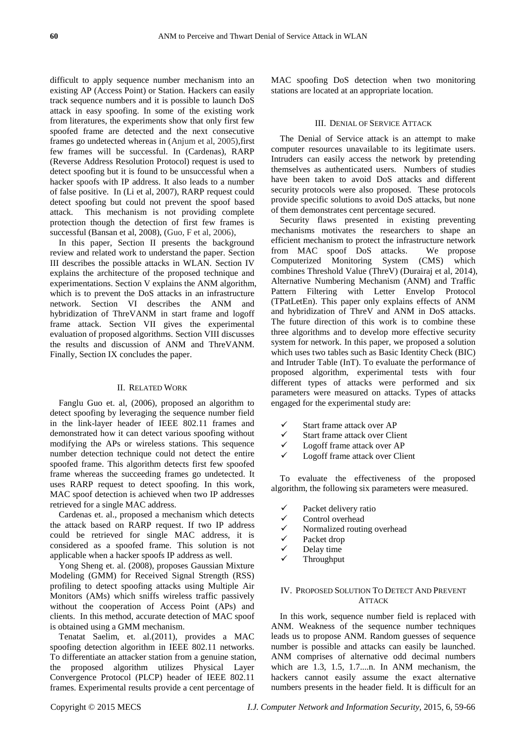difficult to apply sequence number mechanism into an existing AP (Access Point) or Station. Hackers can easily track sequence numbers and it is possible to launch DoS attack in easy spoofing. In some of the existing work from literatures, the experiments show that only first few spoofed frame are detected and the next consecutive frames go undetected whereas in (Anjum et al, 2005),first few frames will be successful. In (Cardenas), RARP (Reverse Address Resolution Protocol) request is used to detect spoofing but it is found to be unsuccessful when a hacker spoofs with IP address. It also leads to a number of false positive. In (Li et al, 2007), RARP request could detect spoofing but could not prevent the spoof based attack. This mechanism is not providing complete protection though the detection of first few frames is successful (Bansan et al, 2008), (Guo, F et al, 2006),

In this paper, Section II presents the background review and related work to understand the paper. Section III describes the possible attacks in WLAN. Section IV explains the architecture of the proposed technique and experimentations. Section V explains the ANM algorithm, which is to prevent the DoS attacks in an infrastructure network. Section VI describes the ANM and hybridization of ThreVANM in start frame and logoff frame attack. Section VII gives the experimental evaluation of proposed algorithms. Section VIII discusses the results and discussion of ANM and ThreVANM. Finally, Section IX concludes the paper.

## II. Related Work

Fanglu Guo et. al, (2006), proposed an algorithm to detect spoofing by leveraging the sequence number field in the link-layer header of IEEE 802.11 frames and demonstrated how it can detect various spoofing without modifying the APs or wireless stations. This sequence number detection technique could not detect the entire spoofed frame. This algorithm detects first few spoofed frame whereas the succeeding frames go undetected. It uses RARP request to detect spoofing. In this work, MAC spoof detection is achieved when two IP addresses retrieved for a single MAC address.

Cardenas et. al., proposed a mechanism which detects the attack based on RARP request. If two IP address could be retrieved for single MAC address, it is considered as a spoofed frame. This solution is not applicable when a hacker spoofs IP address as well.

Yong Sheng et. al. (2008), proposes Gaussian Mixture Modeling (GMM) for Received Signal Strength (RSS) profiling to detect spoofing attacks using Multiple Air Monitors (AMs) which sniffs wireless traffic passively without the cooperation of Access Point (APs) and clients. In this method, accurate detection of MAC spoof is obtained using a GMM mechanism.

Tenatat Saelim, et. al.(2011), provides a MAC spoofing detection algorithm in IEEE 802.11 networks. To differentiate an attacker station from a genuine station, the proposed algorithm utilizes Physical Layer Convergence Protocol (PLCP) header of IEEE 802.11 frames. Experimental results provide a cent percentage of MAC spoofing DoS detection when two monitoring stations are located at an appropriate location.

## III. Denial of Service Attack

The Denial of Service attack is an attempt to make computer resources unavailable to its legitimate users. Intruders can easily access the network by pretending themselves as authenticated users. Numbers of studies have been taken to avoid DoS attacks and different security protocols were also proposed. These protocols provide specific solutions to avoid DoS attacks, but none of them demonstrates cent percentage secured.

Security flaws presented in existing preventing mechanisms motivates the researchers to shape an efficient mechanism to protect the infrastructure network from MAC spoof DoS attacks. We propose Computerized Monitoring System (CMS) which combines Threshold Value (ThreV) (Durairaj et al, 2014), Alternative Numbering Mechanism (ANM) and Traffic Pattern Filtering with Letter Envelop Protocol (TPatLetEn). This paper only explains effects of ANM and hybridization of ThreV and ANM in DoS attacks. The future direction of this work is to combine these three algorithms and to develop more effective security system for network. In this paper, we proposed a solution which uses two tables such as Basic Identity Check (BIC) and Intruder Table (InT). To evaluate the performance of proposed algorithm, experimental tests with four different types of attacks were performed and six parameters were measured on attacks. Types of attacks engaged for the experimental study are:

- ✓ Start frame attack over AP
- ✓ Start frame attack over Client
- ✓ Logoff frame attack over AP
- ✓ Logoff frame attack over Client

To evaluate the effectiveness of the proposed algorithm, the following six parameters were measured.

- ✓ Packet delivery ratio
- ✓ Control overhead
- ✓ Normalized routing overhead
- ✓ Packet drop
- ✓ Delay time
- ✓ Throughput

## IV. Proposed Solution To Detect And Prevent Attack

In this work, sequence number field is replaced with ANM. Weakness of the sequence number techniques leads us to propose ANM. Random guesses of sequence number is possible and attacks can easily be launched. ANM comprises of alternative odd decimal numbers which are 1.3, 1.5, 1.7....n. In ANM mechanism, the hackers cannot easily assume the exact alternative numbers presents in the header field. It is difficult for an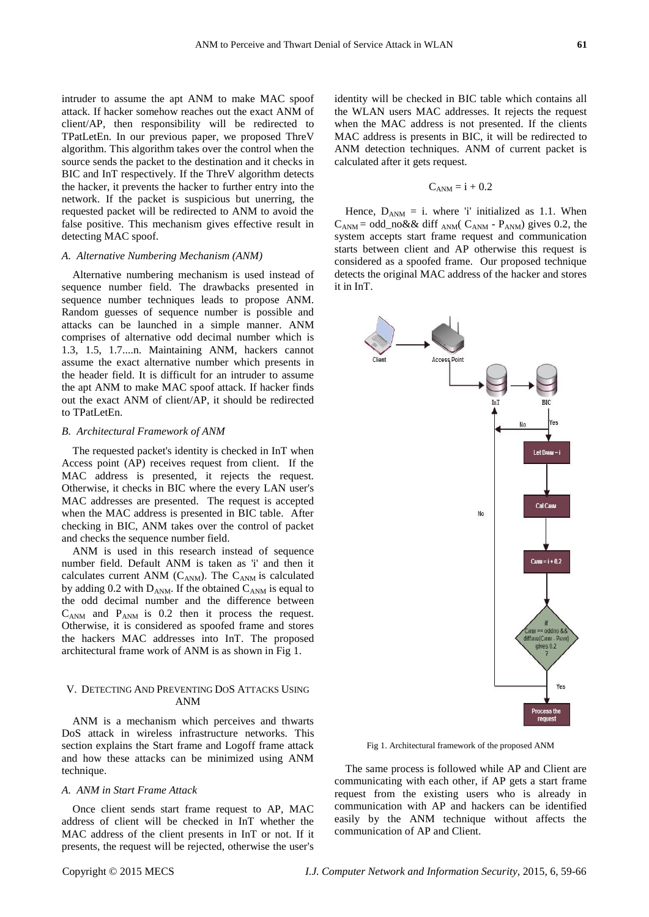intruder to assume the apt ANM to make MAC spoof attack. If hacker somehow reaches out the exact ANM of client/AP, then responsibility will be redirected to TPatLetEn. In our previous paper, we proposed ThreV algorithm. This algorithm takes over the control when the source sends the packet to the destination and it checks in BIC and InT respectively. If the ThreV algorithm detects the hacker, it prevents the hacker to further entry into the network. If the packet is suspicious but unerring, the requested packet will be redirected to ANM to avoid the false positive. This mechanism gives effective result in detecting MAC spoof.

### *A. Alternative Numbering Mechanism (ANM)*

Alternative numbering mechanism is used instead of sequence number field. The drawbacks presented in sequence number techniques leads to propose ANM. Random guesses of sequence number is possible and attacks can be launched in a simple manner. ANM comprises of alternative odd decimal number which is 1.3, 1.5, 1.7....n. Maintaining ANM, hackers cannot assume the exact alternative number which presents in the header field. It is difficult for an intruder to assume the apt ANM to make MAC spoof attack. If hacker finds out the exact ANM of client/AP, it should be redirected to TPatLetEn.

### *B. Architectural Framework of ANM*

The requested packet's identity is checked in InT when Access point (AP) receives request from client. If the MAC address is presented, it rejects the request. Otherwise, it checks in BIC where the every LAN user's MAC addresses are presented. The request is accepted when the MAC address is presented in BIC table. After checking in BIC, ANM takes over the control of packet and checks the sequence number field.

ANM is used in this research instead of sequence number field. Default ANM is taken as 'i' and then it calculates current ANM ($C_{ANM}$). The $C_{ANM}$ is calculated by adding 0.2 with $D_{ANM}$. If the obtained $C_{ANM}$ is equal to the odd decimal number and the difference between $C_{ANM}$ and $P_{ANM}$ is 0.2 then it process the request. Otherwise, it is considered as spoofed frame and stores the hackers MAC addresses into InT. The proposed architectural frame work of ANM is as shown in Fig 1.

## V. Detecting And Preventing DoS Attacks Using ANM

ANM is a mechanism which perceives and thwarts DoS attack in wireless infrastructure networks. This section explains the Start frame and Logoff frame attack and how these attacks can be minimized using ANM technique.

### *A. ANM in Start Frame Attack*

Once client sends start frame request to AP, MAC address of client will be checked in InT whether the MAC address of the client presents in InT or not. If it presents, the request will be rejected, otherwise the user's identity will be checked in BIC table which contains all the WLAN users MAC addresses. It rejects the request when the MAC address is not presented. If the clients MAC address is presents in BIC, it will be redirected to ANM detection techniques. ANM of current packet is calculated after it gets request.

$$C_{ANM} = i + 0.2$$

Hence, $D_{ANM}$ = i. where 'i' initialized as 1.1. When $C_{ANM}$ = odd_no&& diff $_{ANM}$( $C_{ANM}$ - $P_{ANM}$) gives 0.2, the system accepts start frame request and communication starts between client and AP otherwise this request is considered as a spoofed frame. Our proposed technique detects the original MAC address of the hacker and stores it in InT.

Fig 1. Architectural framework of the proposed ANM

The same process is followed while AP and Client are communicating with each other, if AP gets a start frame request from the existing users who is already in communication with AP and hackers can be identified easily by the ANM technique without affects the communication of AP and Client.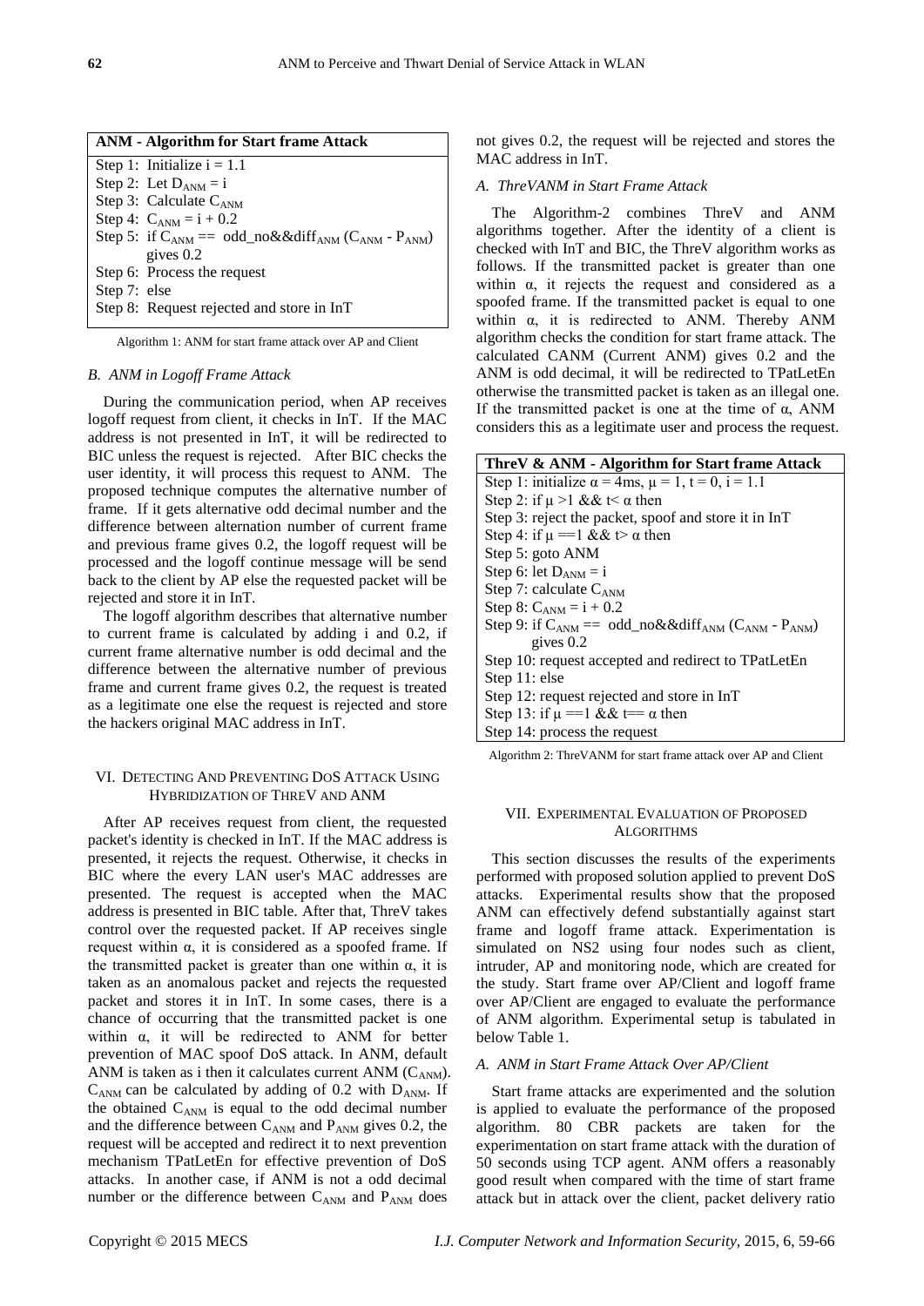| ANM - Algorithm for Start frame Attack |
| --- |
| Step 1: Initialize $i = 1.1$ |
| Step 2: Let $D_{ANM} = i$ |
| Step 3: Calculate $C_{ANM}$ |
| Step 4: $C_{ANM} = i + 0.2$ |
| Step 5: if $C_{ANM}$ == odd_no&&diff$_{ANM}$ ($C_{ANM}$ - $P_{ANM}$) gives 0.2 |
| Step 6: Process the request |
| Step 7: else |
| Step 8: Request rejected and store in InT |

Algorithm 1: ANM for start frame attack over AP and Client

### B. ANM in Logoff Frame Attack

During the communication period, when AP receives logoff request from client, it checks in InT. If the MAC address is not presented in InT, it will be redirected to BIC unless the request is rejected. After BIC checks the user identity, it will process this request to ANM. The proposed technique computes the alternative number of frame. If it gets alternative odd decimal number and the difference between alternation number of current frame and previous frame gives 0.2, the logoff request will be processed and the logoff continue message will be send back to the client by AP else the requested packet will be rejected and store it in InT.

The logoff algorithm describes that alternative number to current frame is calculated by adding i and 0.2, if current frame alternative number is odd decimal and the difference between the alternative number of previous frame and current frame gives 0.2, the request is treated as a legitimate one else the request is rejected and store the hackers original MAC address in InT.

## VI. Detecting And Preventing DoS Attack Using Hybridization of ThreV and ANM

After AP receives request from client, the requested packet's identity is checked in InT. If the MAC address is presented, it rejects the request. Otherwise, it checks in BIC where the every LAN user's MAC addresses are presented. The request is accepted when the MAC address is presented in BIC table. After that, ThreV takes control over the requested packet. If AP receives single request within α, it is considered as a spoofed frame. If the transmitted packet is greater than one within α, it is taken as an anomalous packet and rejects the requested packet and stores it in InT. In some cases, there is a chance of occurring that the transmitted packet is one within α, it will be redirected to ANM for better prevention of MAC spoof DoS attack. In ANM, default ANM is taken as i then it calculates current ANM ($C_{ANM}$). $C_{ANM}$ can be calculated by adding of 0.2 with $D_{ANM}$. If the obtained $C_{ANM}$ is equal to the odd decimal number and the difference between $C_{ANM}$ and $P_{ANM}$ gives 0.2, the request will be accepted and redirect it to next prevention mechanism TPatLetEn for effective prevention of DoS attacks. In another case, if ANM is not a odd decimal number or the difference between $C_{ANM}$ and $P_{ANM}$ does not gives 0.2, the request will be rejected and stores the MAC address in InT.

### A. ThreVANM in Start Frame Attack

The Algorithm-2 combines ThreV and ANM algorithms together. After the identity of a client is checked with InT and BIC, the ThreV algorithm works as follows. If the transmitted packet is greater than one within α, it rejects the request and considered as a spoofed frame. If the transmitted packet is equal to one within α, it is redirected to ANM. Thereby ANM algorithm checks the condition for start frame attack. The calculated CANM (Current ANM) gives 0.2 and the ANM is odd decimal, it will be redirected to TPatLetEn otherwise the transmitted packet is taken as an illegal one. If the transmitted packet is one at the time of α, ANM considers this as a legitimate user and process the request.

| ThreV & ANM - Algorithm for Start frame Attack |
| --- |
| Step 1: initialize $\alpha = 4ms$, $\mu = 1$, $t = 0$, $i = 1.1$ |
| Step 2: if $\mu > 1$ && $t < \alpha$ then |
| Step 3: reject the packet, spoof and store it in InT |
| Step 4: if $\mu == 1$ && $t > \alpha$ then |
| Step 5: goto ANM |
| Step 6: let $D_{ANM} = i$ |
| Step 7: calculate $C_{ANM}$ |
| Step 8: $C_{ANM} = i + 0.2$ |
| Step 9: if $C_{ANM}$ == odd_no&&diff$_{ANM}$ ($C_{ANM}$ - $P_{ANM}$) gives 0.2 |
| Step 10: request accepted and redirect to TPatLetEn |
| Step 11: else |
| Step 12: request rejected and store in InT |
| Step 13: if $\mu == 1$ && $t == \alpha$ then |
| Step 14: process the request |

Algorithm 2: ThreVANM for start frame attack over AP and Client

## VII. Experimental Evaluation of Proposed Algorithms

This section discusses the results of the experiments performed with proposed solution applied to prevent DoS attacks. Experimental results show that the proposed ANM can effectively defend substantially against start frame and logoff frame attack. Experimentation is simulated on NS2 using four nodes such as client, intruder, AP and monitoring node, which are created for the study. Start frame over AP/Client and logoff frame over AP/Client are engaged to evaluate the performance of ANM algorithm. Experimental setup is tabulated in below Table 1.

### A. ANM in Start Frame Attack Over AP/Client

Start frame attacks are experimented and the solution is applied to evaluate the performance of the proposed algorithm. 80 CBR packets are taken for the experimentation on start frame attack with the duration of 50 seconds using TCP agent. ANM offers a reasonably good result when compared with the time of start frame attack but in attack over the client, packet delivery ratio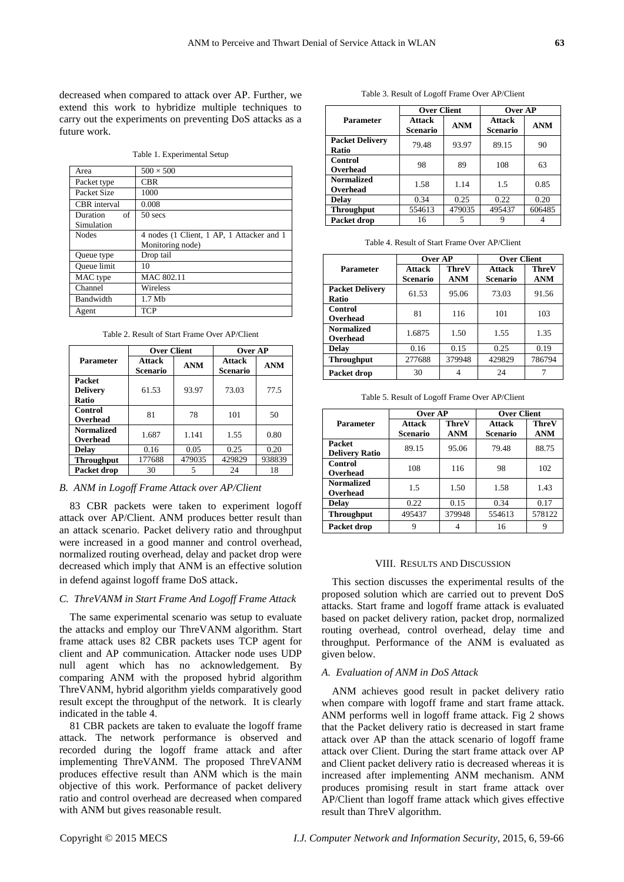decreased when compared to attack over AP. Further, we extend this work to hybridize multiple techniques to carry out the experiments on preventing DoS attacks as a future work.

Table 1. Experimental Setup

| | |
|---|---|
| Area | 500 × 500 |
| Packet type | CBR |
| Packet Size | 1000 |
| CBR interval | 0.008 |
| Duration of Simulation | 50 secs |
| Nodes | 4 nodes (1 Client, 1 AP, 1 Attacker and 1 Monitoring node) |
| Queue type | Drop tail |
| Queue limit | 10 |
| MAC type | MAC 802.11 |
| Channel | Wireless |
| Bandwidth | 1.7 Mb |
| Agent | TCP |

Table 2. Result of Start Frame Over AP/Client

| Parameter | Over Client | | Over AP | |
|---|---|---|---|---|
| | Attack Scenario | ANM | Attack Scenario | ANM |
| Packet Delivery Ratio | 61.53 | 93.97 | 73.03 | 77.5 |
| Control Overhead | 81 | 78 | 101 | 50 |
| Normalized Overhead | 1.687 | 1.141 | 1.55 | 0.80 |
| Delay | 0.16 | 0.05 | 0.25 | 0.20 |
| Throughput | 177688 | 479035 | 429829 | 938839 |
| Packet drop | 30 | 5 | 24 | 18 |

*B. ANM in Logoff Frame Attack over AP/Client*

83 CBR packets were taken to experiment logoff attack over AP/Client. ANM produces better result than an attack scenario. Packet delivery ratio and throughput were increased in a good manner and control overhead, normalized routing overhead, delay and packet drop were decreased which imply that ANM is an effective solution in defend against logoff frame DoS attack.

*C. ThreVANM in Start Frame And Logoff Frame Attack*

The same experimental scenario was setup to evaluate the attacks and employ our ThreVANM algorithm. Start frame attack uses 82 CBR packets uses TCP agent for client and AP communication. Attacker node uses UDP null agent which has no acknowledgement. By comparing ANM with the proposed hybrid algorithm ThreVANM, hybrid algorithm yields comparatively good result except the throughput of the network. It is clearly indicated in the table 4.

81 CBR packets are taken to evaluate the logoff frame attack. The network performance is observed and recorded during the logoff frame attack and after implementing ThreVANM. The proposed ThreVANM produces effective result than ANM which is the main objective of this work. Performance of packet delivery ratio and control overhead are decreased when compared with ANM but gives reasonable result.

Table 3. Result of Logoff Frame Over AP/Client

| Parameter | Over Client | | Over AP | |
|---|---|---|---|---|
| | Attack Scenario | ANM | Attack Scenario | ANM |
| Packet Delivery Ratio | 79.48 | 93.97 | 89.15 | 90 |
| Control Overhead | 98 | 89 | 108 | 63 |
| Normalized Overhead | 1.58 | 1.14 | 1.5 | 0.85 |
| Delay | 0.34 | 0.25 | 0.22 | 0.20 |
| Throughput | 554613 | 479035 | 495437 | 606485 |
| Packet drop | 16 | 5 | 9 | 4 |

Table 4. Result of Start Frame Over AP/Client

| Parameter | Over AP | | Over Client | |
|---|---|---|---|---|
| | Attack Scenario | ThreV ANM | Attack Scenario | ThreV ANM |
| Packet Delivery Ratio | 61.53 | 95.06 | 73.03 | 91.56 |
| Control Overhead | 81 | 116 | 101 | 103 |
| Normalized Overhead | 1.6875 | 1.50 | 1.55 | 1.35 |
| Delay | 0.16 | 0.15 | 0.25 | 0.19 |
| Throughput | 277688 | 379948 | 429829 | 786794 |
| Packet drop | 30 | 4 | 24 | 7 |

Table 5. Result of Logoff Frame Over AP/Client

| Parameter | Over AP | | Over Client | |
|---|---|---|---|---|
| | Attack Scenario | ThreV ANM | Attack Scenario | ThreV ANM |
| Packet Delivery Ratio | 89.15 | 95.06 | 79.48 | 88.75 |
| Control Overhead | 108 | 116 | 98 | 102 |
| Normalized Overhead | 1.5 | 1.50 | 1.58 | 1.43 |
| Delay | 0.22 | 0.15 | 0.34 | 0.17 |
| Throughput | 495437 | 379948 | 554613 | 578122 |
| Packet drop | 9 | 4 | 16 | 9 |

## VIII. Results and Discussion

This section discusses the experimental results of the proposed solution which are carried out to prevent DoS attacks. Start frame and logoff frame attack is evaluated based on packet delivery ration, packet drop, normalized routing overhead, control overhead, delay time and throughput. Performance of the ANM is evaluated as given below.

*A. Evaluation of ANM in DoS Attack*

ANM achieves good result in packet delivery ratio when compare with logoff frame and start frame attack. ANM performs well in logoff frame attack. Fig 2 shows that the Packet delivery ratio is decreased in start frame attack over AP than the attack scenario of logoff frame attack over Client. During the start frame attack over AP and Client packet delivery ratio is decreased whereas it is increased after implementing ANM mechanism. ANM produces promising result in start frame attack over AP/Client than logoff frame attack which gives effective result than ThreV algorithm.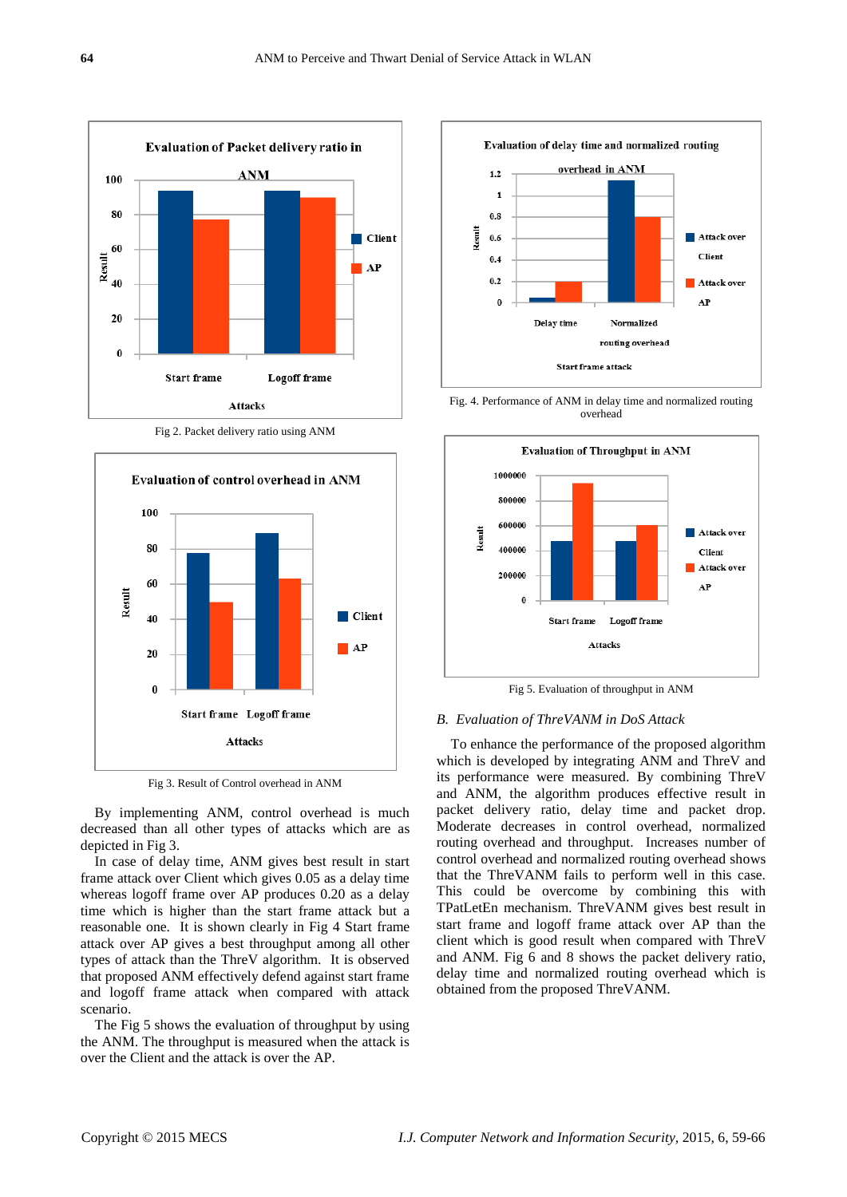Fig 2. Packet delivery ratio using ANM

Fig 3. Result of Control overhead in ANM

By implementing ANM, control overhead is much decreased than all other types of attacks which are as depicted in Fig 3.

In case of delay time, ANM gives best result in start frame attack over Client which gives 0.05 as a delay time whereas logoff frame over AP produces 0.20 as a delay time which is higher than the start frame attack but a reasonable one. It is shown clearly in Fig 4 Start frame attack over AP gives a best throughput among all other types of attack than the ThreV algorithm. It is observed that proposed ANM effectively defend against start frame and logoff frame attack when compared with attack scenario.

The Fig 5 shows the evaluation of throughput by using the ANM. The throughput is measured when the attack is over the Client and the attack is over the AP.

Fig. 4. Performance of ANM in delay time and normalized routing overhead

Fig 5. Evaluation of throughput in ANM

*B. Evaluation of ThreVANM in DoS Attack*

To enhance the performance of the proposed algorithm which is developed by integrating ANM and ThreV and its performance were measured. By combining ThreV and ANM, the algorithm produces effective result in packet delivery ratio, delay time and packet drop. Moderate decreases in control overhead, normalized routing overhead and throughput. Increases number of control overhead and normalized routing overhead shows that the ThreVANM fails to perform well in this case. This could be overcome by combining this with TPatLetEn mechanism. ThreVANM gives best result in start frame and logoff frame attack over AP than the client which is good result when compared with ThreV and ANM. Fig 6 and 8 shows the packet delivery ratio, delay time and normalized routing overhead which is obtained from the proposed ThreVANM.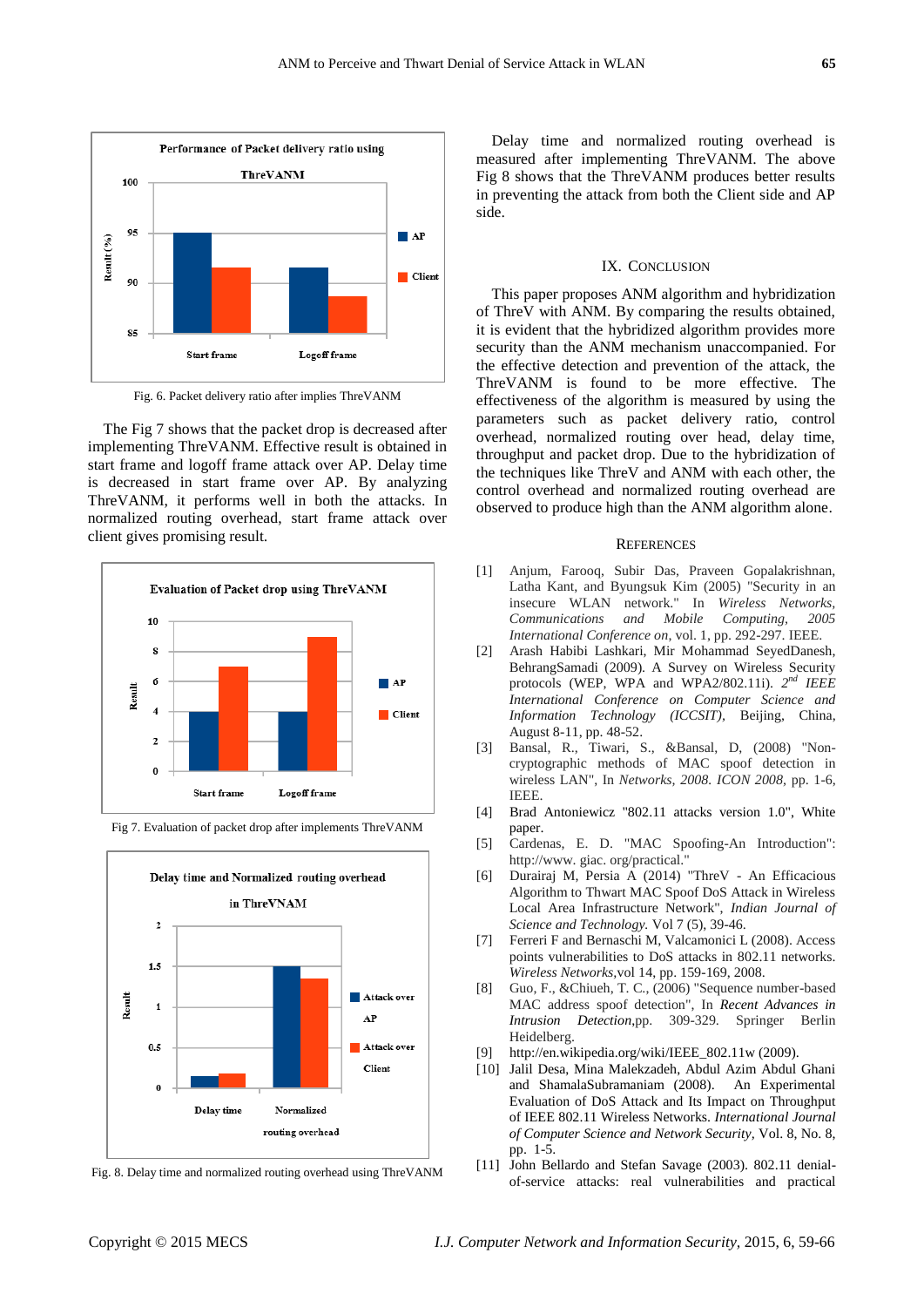Fig. 6. Packet delivery ratio after implies ThreVANM

The Fig 7 shows that the packet drop is decreased after implementing ThreVANM. Effective result is obtained in start frame and logoff frame attack over AP. Delay time is decreased in start frame over AP. By analyzing ThreVANM, it performs well in both the attacks. In normalized routing overhead, start frame attack over client gives promising result.

Fig 7. Evaluation of packet drop after implements ThreVANM

Fig. 8. Delay time and normalized routing overhead using ThreVANM

Delay time and normalized routing overhead is measured after implementing ThreVANM. The above Fig 8 shows that the ThreVANM produces better results in preventing the attack from both the Client side and AP side.

## IX. Conclusion

This paper proposes ANM algorithm and hybridization of ThreV with ANM. By comparing the results obtained, it is evident that the hybridized algorithm provides more security than the ANM mechanism unaccompanied. For the effective detection and prevention of the attack, the ThreVANM is found to be more effective. The effectiveness of the algorithm is measured by using the parameters such as packet delivery ratio, control overhead, normalized routing over head, delay time, throughput and packet drop. Due to the hybridization of the techniques like ThreV and ANM with each other, the control overhead and normalized routing overhead are observed to produce high than the ANM algorithm alone.

## References

[1] Anjum, Farooq, Subir Das, Praveen Gopalakrishnan, Latha Kant, and Byungsuk Kim (2005) "Security in an insecure WLAN network." In *Wireless Networks, Communications and Mobile Computing, 2005 International Conference on*, vol. 1, pp. 292-297. IEEE.

[2] Arash Habibi Lashkari, Mir Mohammad SeyedDanesh, BehrangSamadi (2009). A Survey on Wireless Security protocols (WEP, WPA and WPA2/802.11i). *2nd IEEE International Conference on Computer Science and Information Technology (ICCSIT)*, Beijing, China, August 8-11, pp. 48-52.

[3] Bansal, R., Tiwari, S., &Bansal, D, (2008) "Non-cryptographic methods of MAC spoof detection in wireless LAN", In *Networks, 2008. ICON 2008*, pp. 1-6, IEEE.

[4] Brad Antoniewicz "802.11 attacks version 1.0", White paper.

[5] Cardenas, E. D. "MAC Spoofing-An Introduction": http://www. giac. org/practical."

[6] Durairaj M, Persia A (2014) "ThreV - An Efficacious Algorithm to Thwart MAC Spoof DoS Attack in Wireless Local Area Infrastructure Network", *Indian Journal of Science and Technology*. Vol 7 (5), 39-46.

[7] Ferreri F and Bernaschi M, Valcamonici L (2008). Access points vulnerabilities to DoS attacks in 802.11 networks. *Wireless Networks*,vol 14, pp. 159-169, 2008.

[8] Guo, F., &Chiueh, T. C., (2006) "Sequence number-based MAC address spoof detection", In *Recent Advances in Intrusion Detection*,pp. 309-329. Springer Berlin Heidelberg.

[9] http://en.wikipedia.org/wiki/IEEE_802.11w (2009).

[10] Jalil Desa, Mina Malekzadeh, Abdul Azim Abdul Ghani and ShamalaSubramaniam (2008). An Experimental Evaluation of DoS Attack and Its Impact on Throughput of IEEE 802.11 Wireless Networks. *International Journal of Computer Science and Network Security*, Vol. 8, No. 8, pp. 1-5.

[11] John Bellardo and Stefan Savage (2003). 802.11 denial-of-service attacks: real vulnerabilities and practical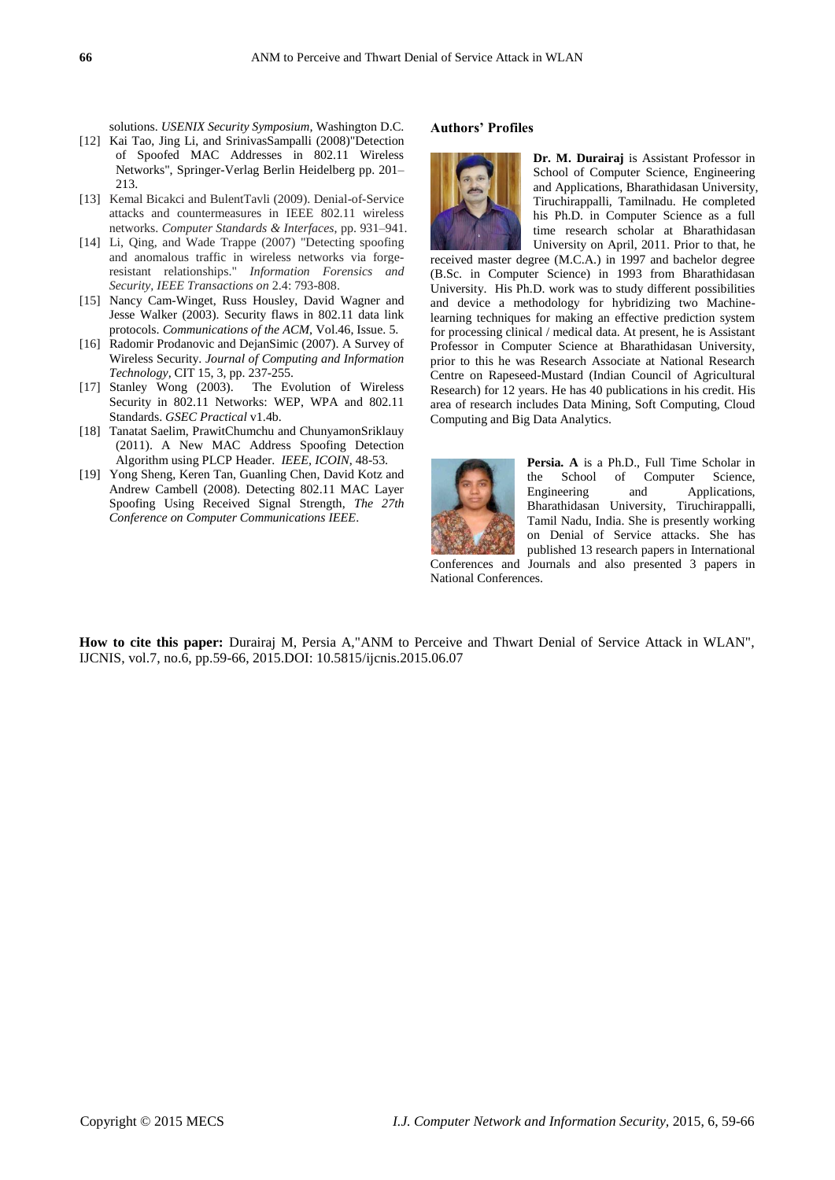solutions. *USENIX Security Symposium*, Washington D.C.

[12] Kai Tao, Jing Li, and SrinivasSampalli (2008)"Detection of Spoofed MAC Addresses in 802.11 Wireless Networks", Springer-Verlag Berlin Heidelberg pp. 201–213.

[13] Kemal Bicakci and BulentTavli (2009). Denial-of-Service attacks and countermeasures in IEEE 802.11 wireless networks. *Computer Standards & Interfaces*, pp. 931–941.

[14] Li, Qing, and Wade Trappe (2007) "Detecting spoofing and anomalous traffic in wireless networks via forge-resistant relationships." *Information Forensics and Security, IEEE Transactions on* 2.4: 793-808.

[15] Nancy Cam-Winget, Russ Housley, David Wagner and Jesse Walker (2003). Security flaws in 802.11 data link protocols. *Communications of the ACM*, Vol.46, Issue. 5.

[16] Radomir Prodanovic and DejanSimic (2007). A Survey of Wireless Security. *Journal of Computing and Information Technology*, CIT 15, 3, pp. 237-255.

[17] Stanley Wong (2003). The Evolution of Wireless Security in 802.11 Networks: WEP, WPA and 802.11 Standards. *GSEC Practical* v1.4b.

[18] Tanatat Saelim, PrawitChumchu and ChunyamonSriklauy (2011). A New MAC Address Spoofing Detection Algorithm using PLCP Header. *IEEE, ICOIN*, 48-53.

[19] Yong Sheng, Keren Tan, Guanling Chen, David Kotz and Andrew Cambell (2008). Detecting 802.11 MAC Layer Spoofing Using Received Signal Strength, *The 27th Conference on Computer Communications IEEE*.

## Authors' Profiles

**Dr. M. Durairaj** is Assistant Professor in School of Computer Science, Engineering and Applications, Bharathidasan University, Tiruchirappalli, Tamilnadu. He completed his Ph.D. in Computer Science as a full time research scholar at Bharathidasan University on April, 2011. Prior to that, he received master degree (M.C.A.) in 1997 and bachelor degree (B.Sc. in Computer Science) in 1993 from Bharathidasan University. His Ph.D. work was to study different possibilities and device a methodology for hybridizing two Machine-learning techniques for making an effective prediction system for processing clinical / medical data. At present, he is Assistant Professor in Computer Science at Bharathidasan University, prior to this he was Research Associate at National Research Centre on Rapeseed-Mustard (Indian Council of Agricultural Research) for 12 years. He has 40 publications in his credit. His area of research includes Data Mining, Soft Computing, Cloud Computing and Big Data Analytics.

**Persia. A** is a Ph.D., Full Time Scholar in the School of Computer Science, Engineering and Applications, Bharathidasan University, Tiruchirappalli, Tamil Nadu, India. She is presently working on Denial of Service attacks. She has published 13 research papers in International Conferences and Journals and also presented 3 papers in National Conferences.

**How to cite this paper:** Durairaj M, Persia A,"ANM to Perceive and Thwart Denial of Service Attack in WLAN", IJCNIS, vol.7, no.6, pp.59-66, 2015.DOI: 10.5815/ijcnis.2015.06.07